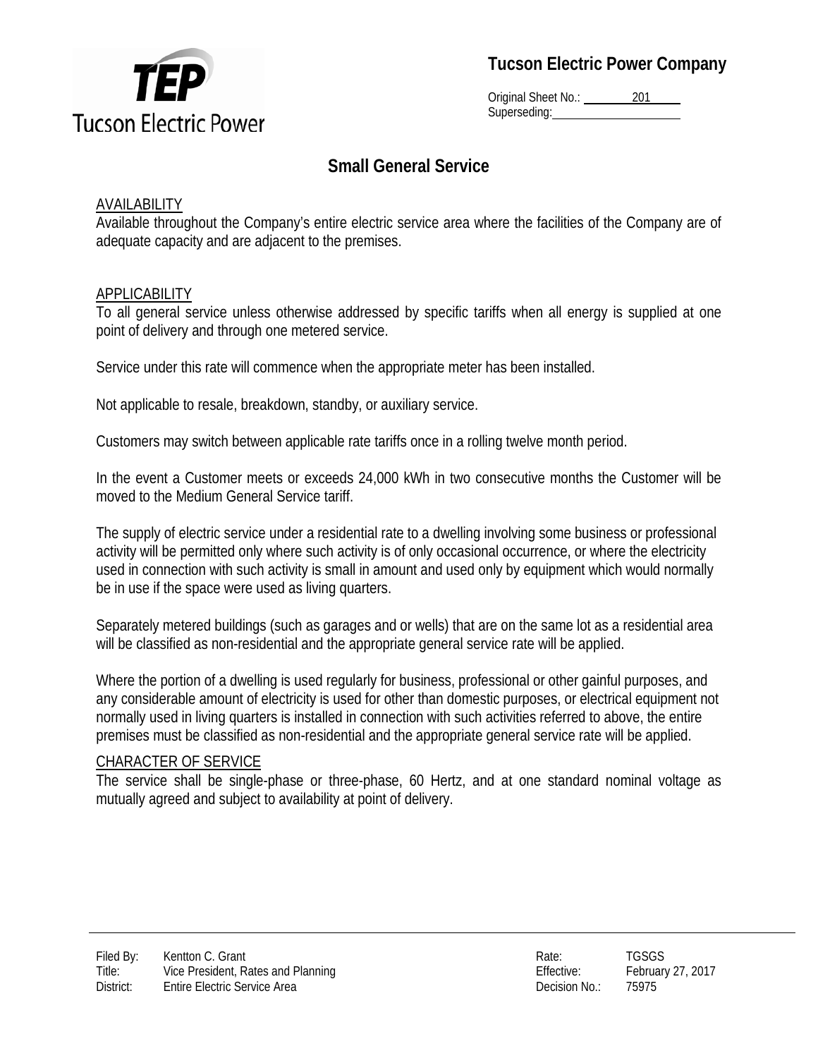**Tucson Electric Power Company**

Original Sheet No.: 201
Superseding:

# Small General Service

## AVAILABILITY

Available throughout the Company's entire electric service area where the facilities of the Company are of adequate capacity and are adjacent to the premises.

## APPLICABILITY

To all general service unless otherwise addressed by specific tariffs when all energy is supplied at one point of delivery and through one metered service.

Service under this rate will commence when the appropriate meter has been installed.

Not applicable to resale, breakdown, standby, or auxiliary service.

Customers may switch between applicable rate tariffs once in a rolling twelve month period.

In the event a Customer meets or exceeds 24,000 kWh in two consecutive months the Customer will be moved to the Medium General Service tariff.

The supply of electric service under a residential rate to a dwelling involving some business or professional activity will be permitted only where such activity is of only occasional occurrence, or where the electricity used in connection with such activity is small in amount and used only by equipment which would normally be in use if the space were used as living quarters.

Separately metered buildings (such as garages and or wells) that are on the same lot as a residential area will be classified as non-residential and the appropriate general service rate will be applied.

Where the portion of a dwelling is used regularly for business, professional or other gainful purposes, and any considerable amount of electricity is used for other than domestic purposes, or electrical equipment not normally used in living quarters is installed in connection with such activities referred to above, the entire premises must be classified as non-residential and the appropriate general service rate will be applied.

## CHARACTER OF SERVICE

The service shall be single-phase or three-phase, 60 Hertz, and at one standard nominal voltage as mutually agreed and subject to availability at point of delivery.

Filed By: Kentton C. Grant
Title: Vice President, Rates and Planning
District: Entire Electric Service Area

Rate: TGSGS
Effective: February 27, 2017
Decision No.: 75975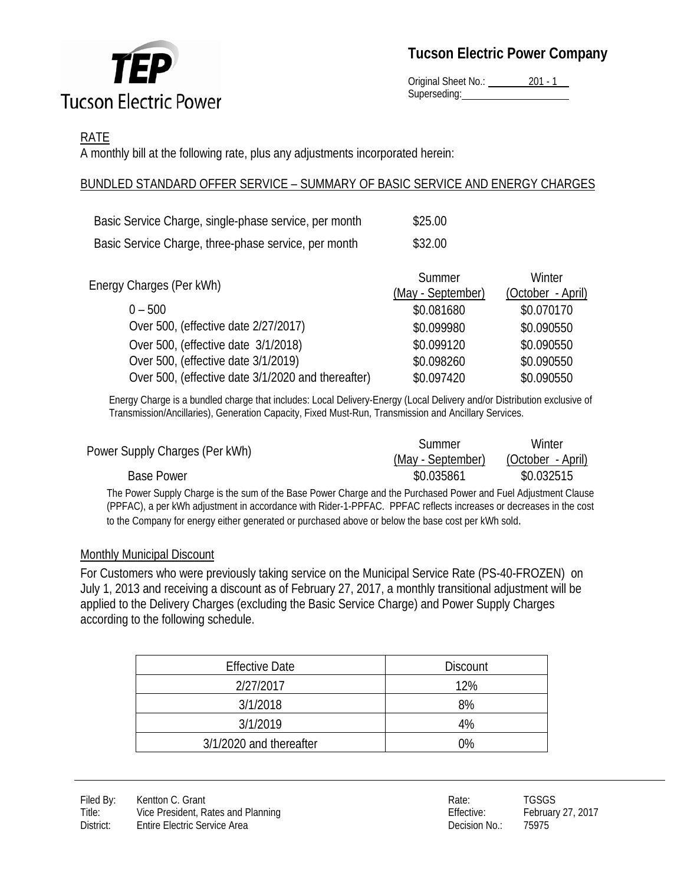## RATE

A monthly bill at the following rate, plus any adjustments incorporated herein:

### BUNDLED STANDARD OFFER SERVICE – SUMMARY OF BASIC SERVICE AND ENERGY CHARGES

| | |
|---|---|
| Basic Service Charge, single-phase service, per month | $25.00 |
| Basic Service Charge, three-phase service, per month | $32.00 |

| Energy Charges (Per kWh) | Summer (May - September) | Winter (October - April) |
|---|---|---|
| 0 – 500 | $0.081680 | $0.070170 |
| Over 500, (effective date 2/27/2017) | $0.099980 | $0.090550 |
| Over 500, (effective date 3/1/2018) | $0.099120 | $0.090550 |
| Over 500, (effective date 3/1/2019) | $0.098260 | $0.090550 |
| Over 500, (effective date 3/1/2020 and thereafter) | $0.097420 | $0.090550 |

Energy Charge is a bundled charge that includes: Local Delivery-Energy (Local Delivery and/or Distribution exclusive of Transmission/Ancillaries), Generation Capacity, Fixed Must-Run, Transmission and Ancillary Services.

| Power Supply Charges (Per kWh) | Summer (May - September) | Winter (October - April) |
|---|---|---|
| Base Power | $0.035861 | $0.032515 |

The Power Supply Charge is the sum of the Base Power Charge and the Purchased Power and Fuel Adjustment Clause (PPFAC), a per kWh adjustment in accordance with Rider-1-PPFAC. PPFAC reflects increases or decreases in the cost to the Company for energy either generated or purchased above or below the base cost per kWh sold.

### Monthly Municipal Discount

For Customers who were previously taking service on the Municipal Service Rate (PS-40-FROZEN) on July 1, 2013 and receiving a discount as of February 27, 2017, a monthly transitional adjustment will be applied to the Delivery Charges (excluding the Basic Service Charge) and Power Supply Charges according to the following schedule.

| Effective Date | Discount |
|---|---|
| 2/27/2017 | 12% |
| 3/1/2018 | 8% |
| 3/1/2019 | 4% |
| 3/1/2020 and thereafter | 0% |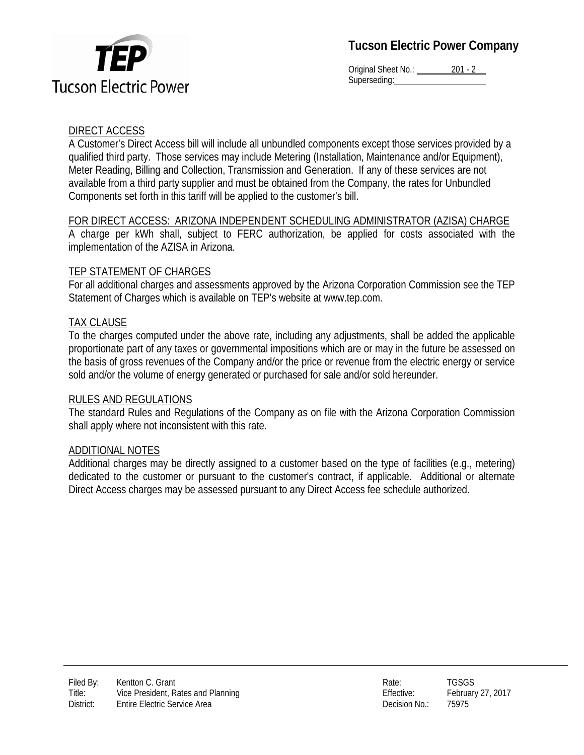## DIRECT ACCESS

A Customer's Direct Access bill will include all unbundled components except those services provided by a qualified third party. Those services may include Metering (Installation, Maintenance and/or Equipment), Meter Reading, Billing and Collection, Transmission and Generation. If any of these services are not available from a third party supplier and must be obtained from the Company, the rates for Unbundled Components set forth in this tariff will be applied to the customer's bill.

## FOR DIRECT ACCESS: ARIZONA INDEPENDENT SCHEDULING ADMINISTRATOR (AZISA) CHARGE

A charge per kWh shall, subject to FERC authorization, be applied for costs associated with the implementation of the AZISA in Arizona.

## TEP STATEMENT OF CHARGES

For all additional charges and assessments approved by the Arizona Corporation Commission see the TEP Statement of Charges which is available on TEP's website at www.tep.com.

## TAX CLAUSE

To the charges computed under the above rate, including any adjustments, shall be added the applicable proportionate part of any taxes or governmental impositions which are or may in the future be assessed on the basis of gross revenues of the Company and/or the price or revenue from the electric energy or service sold and/or the volume of energy generated or purchased for sale and/or sold hereunder.

## RULES AND REGULATIONS

The standard Rules and Regulations of the Company as on file with the Arizona Corporation Commission shall apply where not inconsistent with this rate.

## ADDITIONAL NOTES

Additional charges may be directly assigned to a customer based on the type of facilities (e.g., metering) dedicated to the customer or pursuant to the customer's contract, if applicable. Additional or alternate Direct Access charges may be assessed pursuant to any Direct Access fee schedule authorized.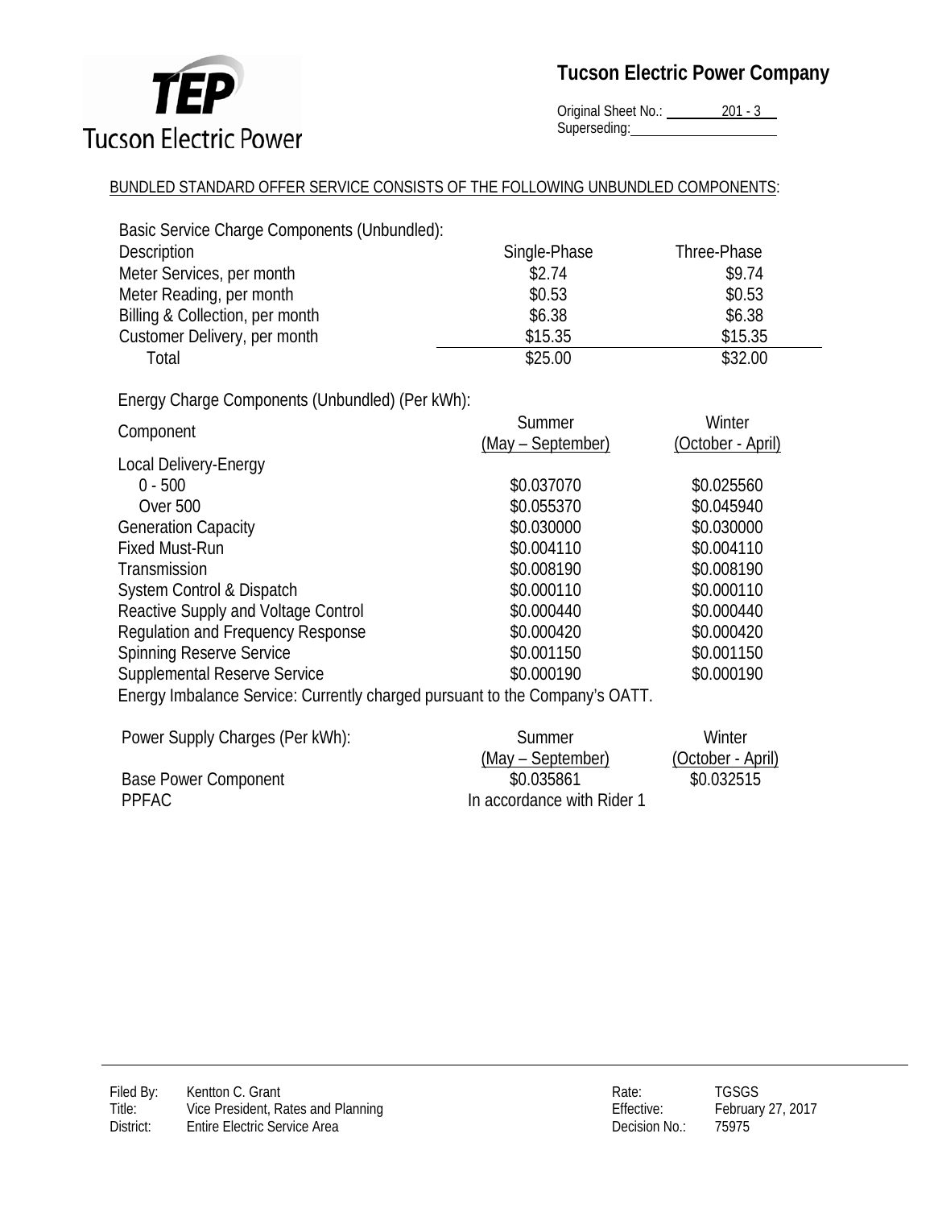**Tucson Electric Power Company**

Original Sheet No.: 201 - 3
Superseding:

BUNDLED STANDARD OFFER SERVICE CONSISTS OF THE FOLLOWING UNBUNDLED COMPONENTS:

Basic Service Charge Components (Unbundled):

| Description | Single-Phase | Three-Phase |
|---|---|---|
| Meter Services, per month | $2.74 | $9.74 |
| Meter Reading, per month | $0.53 | $0.53 |
| Billing & Collection, per month | $6.38 | $6.38 |
| Customer Delivery, per month | $15.35 | $15.35 |
| Total | $25.00 | $32.00 |

Energy Charge Components (Unbundled) (Per kWh):

| Component | Summer (May – September) | Winter (October - April) |
|---|---|---|
| Local Delivery-Energy | | |
| 0 - 500 | $0.037070 | $0.025560 |
| Over 500 | $0.055370 | $0.045940 |
| Generation Capacity | $0.030000 | $0.030000 |
| Fixed Must-Run | $0.004110 | $0.004110 |
| Transmission | $0.008190 | $0.008190 |
| System Control & Dispatch | $0.000110 | $0.000110 |
| Reactive Supply and Voltage Control | $0.000440 | $0.000440 |
| Regulation and Frequency Response | $0.000420 | $0.000420 |
| Spinning Reserve Service | $0.001150 | $0.001150 |
| Supplemental Reserve Service | $0.000190 | $0.000190 |

Energy Imbalance Service: Currently charged pursuant to the Company's OATT.

| Power Supply Charges (Per kWh): | Summer (May – September) | Winter (October - April) |
|---|---|---|
| Base Power Component | $0.035861 | $0.032515 |
| PPFAC | In accordance with Rider 1 | |

Filed By: Kentton C. Grant
Title: Vice President, Rates and Planning
District: Entire Electric Service Area

Rate: TGSGS
Effective: February 27, 2017
Decision No.: 75975